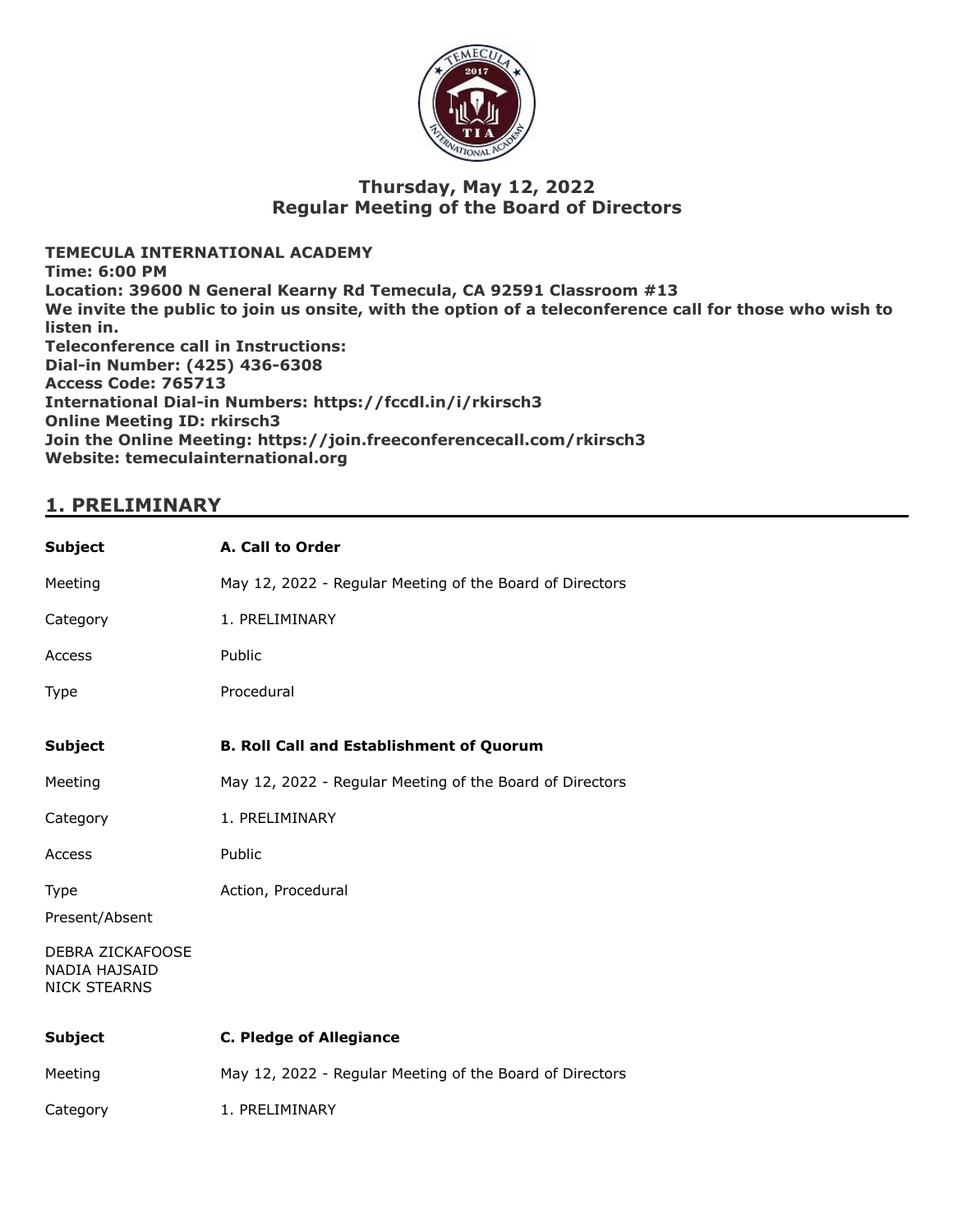# Thursday, May 12, 2022
# Regular Meeting of the Board of Directors

**TEMECULA INTERNATIONAL ACADEMY**
**Time: 6:00 PM**
**Location: 39600 N General Kearny Rd Temecula, CA 92591 Classroom #13**
**We invite the public to join us onsite, with the option of a teleconference call for those who wish to listen in.**
**Teleconference call in Instructions:**
**Dial-in Number: (425) 436-6308**
**Access Code: 765713**
**International Dial-in Numbers: https://fccdl.in/i/rkirsch3**
**Online Meeting ID: rkirsch3**
**Join the Online Meeting: https://join.freeconferencecall.com/rkirsch3**
**Website: temeculainternational.org**

## 1. PRELIMINARY

| | |
|---|---|
| **Subject** | **A. Call to Order** |
| Meeting | May 12, 2022 - Regular Meeting of the Board of Directors |
| Category | 1. PRELIMINARY |
| Access | Public |
| Type | Procedural |

| | |
|---|---|
| **Subject** | **B. Roll Call and Establishment of Quorum** |
| Meeting | May 12, 2022 - Regular Meeting of the Board of Directors |
| Category | 1. PRELIMINARY |
| Access | Public |
| Type | Action, Procedural |

Present/Absent

DEBRA ZICKAFOOSE
NADIA HAJSAID
NICK STEARNS

| | |
|---|---|
| **Subject** | **C. Pledge of Allegiance** |
| Meeting | May 12, 2022 - Regular Meeting of the Board of Directors |
| Category | 1. PRELIMINARY |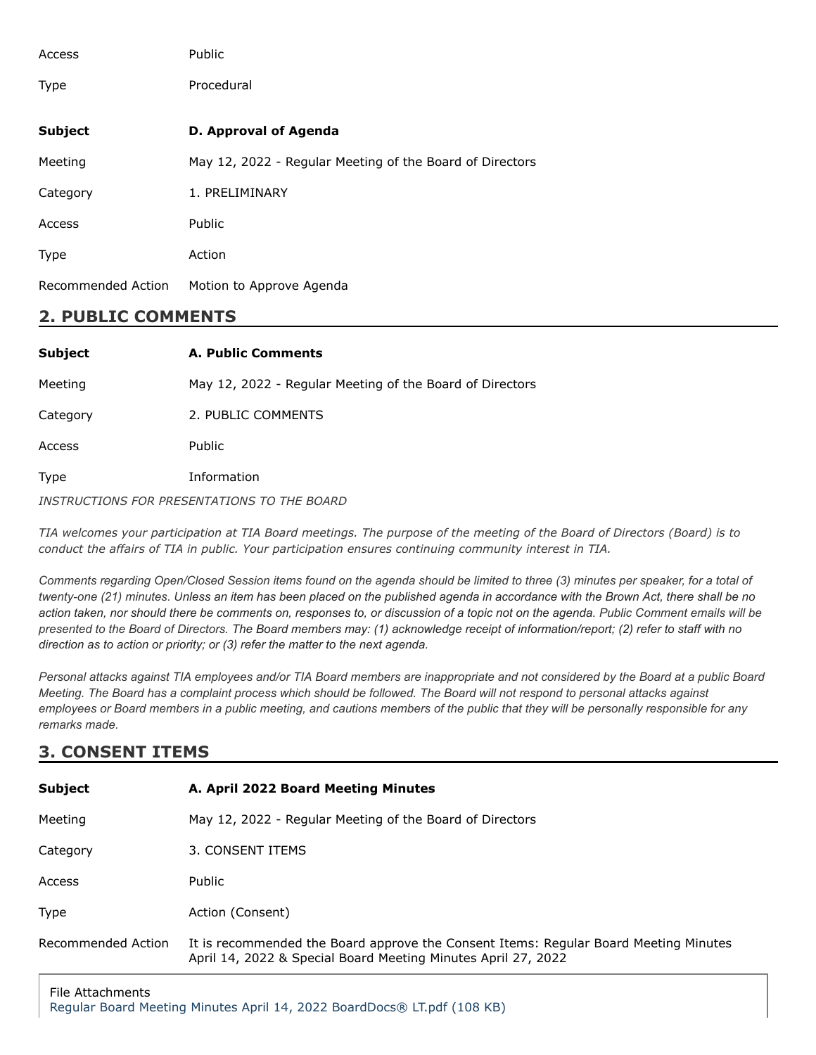| | |
|---|---|
| Access | Public |
| Type | Procedural |

| | |
|---|---|
| **Subject** | **D. Approval of Agenda** |
| Meeting | May 12, 2022 - Regular Meeting of the Board of Directors |
| Category | 1. PRELIMINARY |
| Access | Public |
| Type | Action |
| Recommended Action | Motion to Approve Agenda |

## 2. PUBLIC COMMENTS

| | |
|---|---|
| **Subject** | **A. Public Comments** |
| Meeting | May 12, 2022 - Regular Meeting of the Board of Directors |
| Category | 2. PUBLIC COMMENTS |
| Access | Public |
| Type | Information |

*INSTRUCTIONS FOR PRESENTATIONS TO THE BOARD*

*TIA welcomes your participation at TIA Board meetings. The purpose of the meeting of the Board of Directors (Board) is to conduct the affairs of TIA in public. Your participation ensures continuing community interest in TIA.*

*Comments regarding Open/Closed Session items found on the agenda should be limited to three (3) minutes per speaker, for a total of twenty-one (21) minutes. Unless an item has been placed on the published agenda in accordance with the Brown Act, there shall be no action taken, nor should there be comments on, responses to, or discussion of a topic not on the agenda. Public Comment emails will be presented to the Board of Directors. The Board members may: (1) acknowledge receipt of information/report; (2) refer to staff with no direction as to action or priority; or (3) refer the matter to the next agenda.*

*Personal attacks against TIA employees and/or TIA Board members are inappropriate and not considered by the Board at a public Board Meeting. The Board has a complaint process which should be followed. The Board will not respond to personal attacks against employees or Board members in a public meeting, and cautions members of the public that they will be personally responsible for any remarks made.*

## 3. CONSENT ITEMS

| | |
|---|---|
| **Subject** | **A. April 2022 Board Meeting Minutes** |
| Meeting | May 12, 2022 - Regular Meeting of the Board of Directors |
| Category | 3. CONSENT ITEMS |
| Access | Public |
| Type | Action (Consent) |
| Recommended Action | It is recommended the Board approve the Consent Items: Regular Board Meeting Minutes April 14, 2022 & Special Board Meeting Minutes April 27, 2022 |

File Attachments
Regular Board Meeting Minutes April 14, 2022 BoardDocs® LT.pdf (108 KB)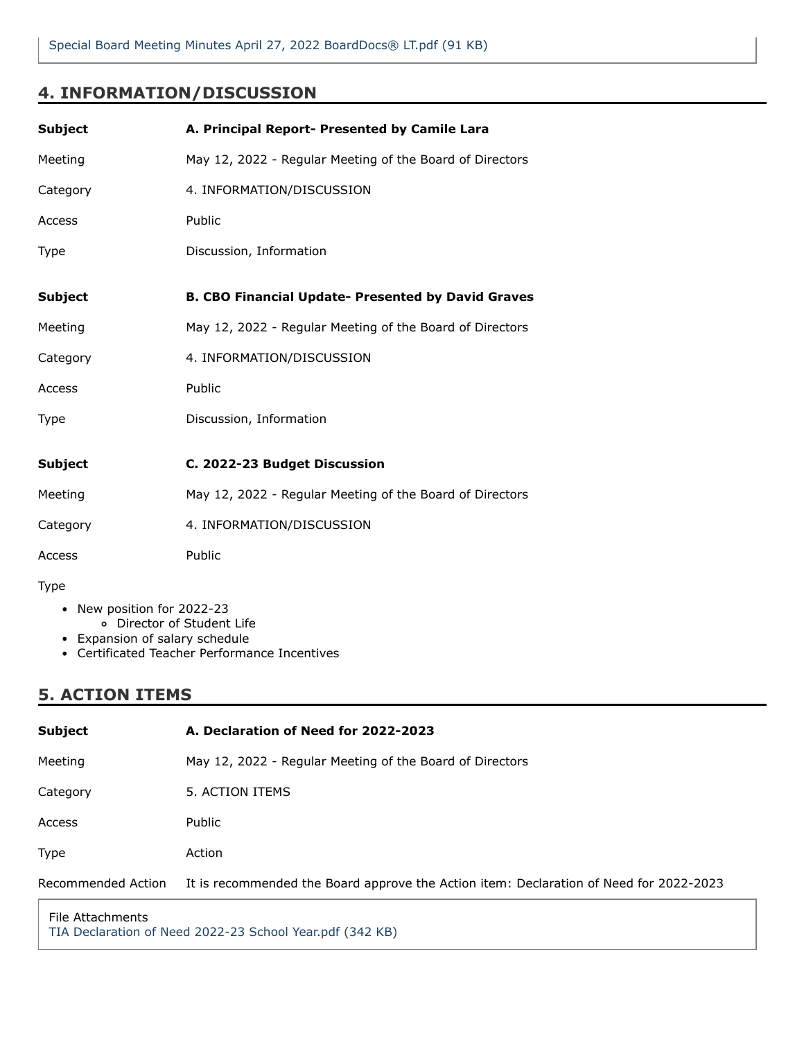Special Board Meeting Minutes April 27, 2022 BoardDocs® LT.pdf (91 KB)

## 4. INFORMATION/DISCUSSION

| | |
|---|---|
| **Subject** | **A. Principal Report- Presented by Camile Lara** |
| Meeting | May 12, 2022 - Regular Meeting of the Board of Directors |
| Category | 4. INFORMATION/DISCUSSION |
| Access | Public |
| Type | Discussion, Information |

| | |
|---|---|
| **Subject** | **B. CBO Financial Update- Presented by David Graves** |
| Meeting | May 12, 2022 - Regular Meeting of the Board of Directors |
| Category | 4. INFORMATION/DISCUSSION |
| Access | Public |
| Type | Discussion, Information |

| | |
|---|---|
| **Subject** | **C. 2022-23 Budget Discussion** |
| Meeting | May 12, 2022 - Regular Meeting of the Board of Directors |
| Category | 4. INFORMATION/DISCUSSION |
| Access | Public |

Type

- New position for 2022-23
  - Director of Student Life
- Expansion of salary schedule
- Certificated Teacher Performance Incentives

## 5. ACTION ITEMS

| | |
|---|---|
| **Subject** | **A. Declaration of Need for 2022-2023** |
| Meeting | May 12, 2022 - Regular Meeting of the Board of Directors |
| Category | 5. ACTION ITEMS |
| Access | Public |
| Type | Action |
| Recommended Action | It is recommended the Board approve the Action item: Declaration of Need for 2022-2023 |

File Attachments
TIA Declaration of Need 2022-23 School Year.pdf (342 KB)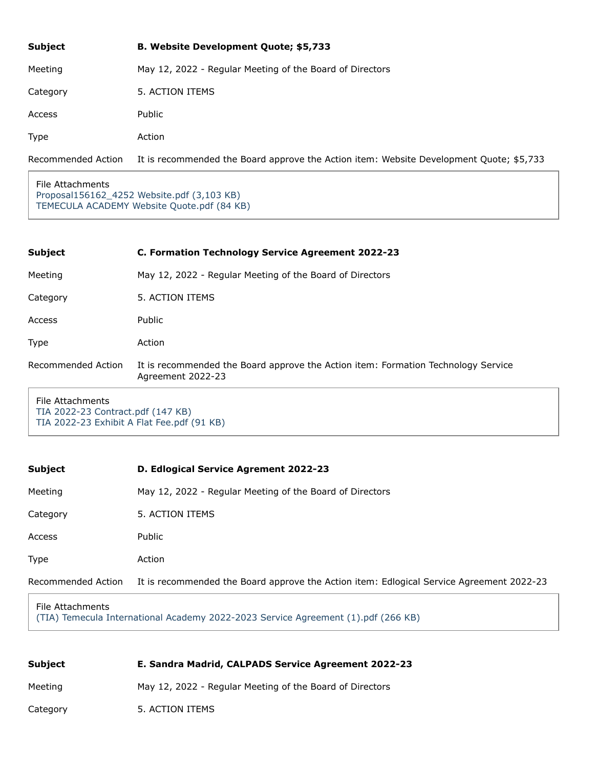| | |
|---|---|
| **Subject** | **B. Website Development Quote; $5,733** |
| Meeting | May 12, 2022 - Regular Meeting of the Board of Directors |
| Category | 5. ACTION ITEMS |
| Access | Public |
| Type | Action |
| Recommended Action | It is recommended the Board approve the Action item: Website Development Quote; $5,733 |

File Attachments
Proposal156162_4252 Website.pdf (3,103 KB)
TEMECULA ACADEMY Website Quote.pdf (84 KB)

| | |
|---|---|
| **Subject** | **C. Formation Technology Service Agreement 2022-23** |
| Meeting | May 12, 2022 - Regular Meeting of the Board of Directors |
| Category | 5. ACTION ITEMS |
| Access | Public |
| Type | Action |
| Recommended Action | It is recommended the Board approve the Action item: Formation Technology Service Agreement 2022-23 |

File Attachments
TIA 2022-23 Contract.pdf (147 KB)
TIA 2022-23 Exhibit A Flat Fee.pdf (91 KB)

| | |
|---|---|
| **Subject** | **D. Edlogical Service Agrement 2022-23** |
| Meeting | May 12, 2022 - Regular Meeting of the Board of Directors |
| Category | 5. ACTION ITEMS |
| Access | Public |
| Type | Action |
| Recommended Action | It is recommended the Board approve the Action item: Edlogical Service Agreement 2022-23 |

File Attachments
(TIA) Temecula International Academy 2022-2023 Service Agreement (1).pdf (266 KB)

| | |
|---|---|
| **Subject** | **E. Sandra Madrid, CALPADS Service Agreement 2022-23** |
| Meeting | May 12, 2022 - Regular Meeting of the Board of Directors |
| Category | 5. ACTION ITEMS |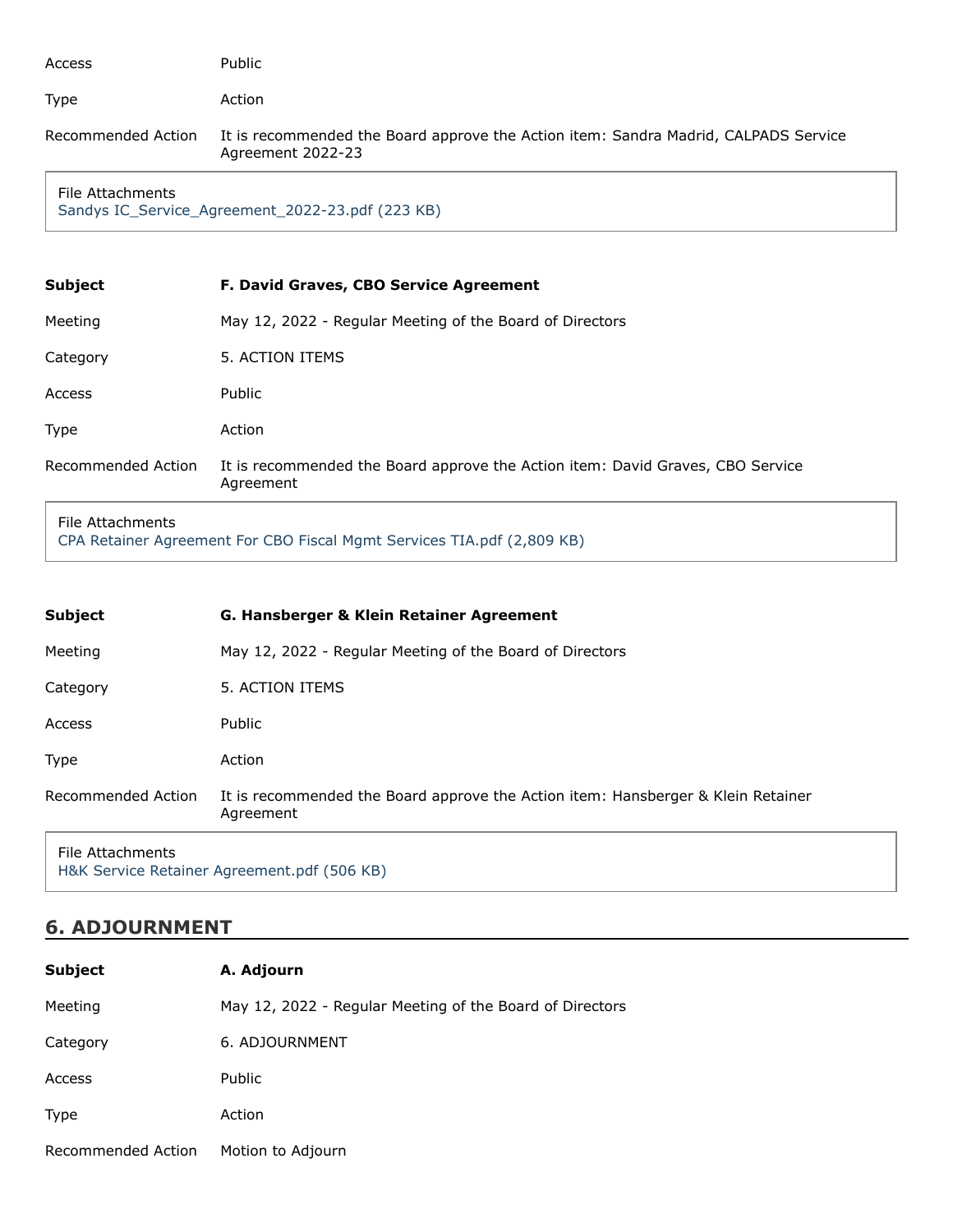Access Public

Type Action

Recommended Action It is recommended the Board approve the Action item: Sandra Madrid, CALPADS Service Agreement 2022-23

File Attachments
Sandys IC_Service_Agreement_2022-23.pdf (223 KB)

| | |
|---|---|
| **Subject** | **F. David Graves, CBO Service Agreement** |
| Meeting | May 12, 2022 - Regular Meeting of the Board of Directors |
| Category | 5. ACTION ITEMS |
| Access | Public |
| Type | Action |
| Recommended Action | It is recommended the Board approve the Action item: David Graves, CBO Service Agreement |

File Attachments
CPA Retainer Agreement For CBO Fiscal Mgmt Services TIA.pdf (2,809 KB)

| | |
|---|---|
| **Subject** | **G. Hansberger & Klein Retainer Agreement** |
| Meeting | May 12, 2022 - Regular Meeting of the Board of Directors |
| Category | 5. ACTION ITEMS |
| Access | Public |
| Type | Action |
| Recommended Action | It is recommended the Board approve the Action item: Hansberger & Klein Retainer Agreement |

File Attachments
H&K Service Retainer Agreement.pdf (506 KB)

## 6. ADJOURNMENT

| | |
|---|---|
| **Subject** | **A. Adjourn** |
| Meeting | May 12, 2022 - Regular Meeting of the Board of Directors |
| Category | 6. ADJOURNMENT |
| Access | Public |
| Type | Action |
| Recommended Action | Motion to Adjourn |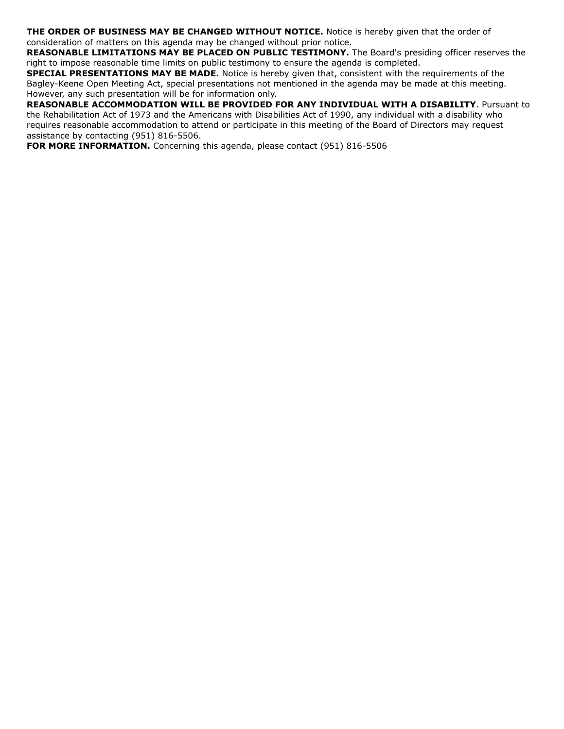**THE ORDER OF BUSINESS MAY BE CHANGED WITHOUT NOTICE.** Notice is hereby given that the order of consideration of matters on this agenda may be changed without prior notice.

**REASONABLE LIMITATIONS MAY BE PLACED ON PUBLIC TESTIMONY.** The Board's presiding officer reserves the right to impose reasonable time limits on public testimony to ensure the agenda is completed.

**SPECIAL PRESENTATIONS MAY BE MADE.** Notice is hereby given that, consistent with the requirements of the Bagley-Keene Open Meeting Act, special presentations not mentioned in the agenda may be made at this meeting. However, any such presentation will be for information only.

**REASONABLE ACCOMMODATION WILL BE PROVIDED FOR ANY INDIVIDUAL WITH A DISABILITY**. Pursuant to the Rehabilitation Act of 1973 and the Americans with Disabilities Act of 1990, any individual with a disability who requires reasonable accommodation to attend or participate in this meeting of the Board of Directors may request assistance by contacting (951) 816-5506.

**FOR MORE INFORMATION.** Concerning this agenda, please contact (951) 816-5506